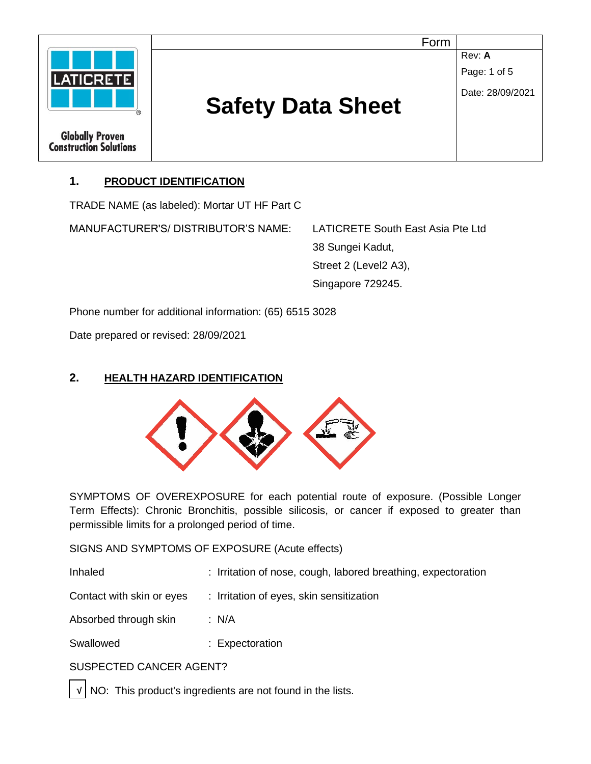| LATICRETE Globally Proven Construction Solutions | Form | |
|---|---|---|
| | **Safety Data Sheet** | Rev: **A**<br>Date: 28/09/2021 |

## 1. PRODUCT IDENTIFICATION

TRADE NAME (as labeled): Mortar UT HF Part C

MANUFACTURER'S/ DISTRIBUTOR'S NAME: LATICRETE South East Asia Pte Ltd
38 Sungei Kadut,
Street 2 (Level2 A3),
Singapore 729245.

Phone number for additional information: (65) 6515 3028

Date prepared or revised: 28/09/2021

## 2. HEALTH HAZARD IDENTIFICATION

SYMPTOMS OF OVEREXPOSURE for each potential route of exposure. (Possible Longer Term Effects): Chronic Bronchitis, possible silicosis, or cancer if exposed to greater than permissible limits for a prolonged period of time.

SIGNS AND SYMPTOMS OF EXPOSURE (Acute effects)

| | |
|---|---|
| Inhaled | : Irritation of nose, cough, labored breathing, expectoration |
| Contact with skin or eyes | : Irritation of eyes, skin sensitization |
| Absorbed through skin | : N/A |
| Swallowed | : Expectoration |

SUSPECTED CANCER AGENT?

√ NO: This product's ingredients are not found in the lists.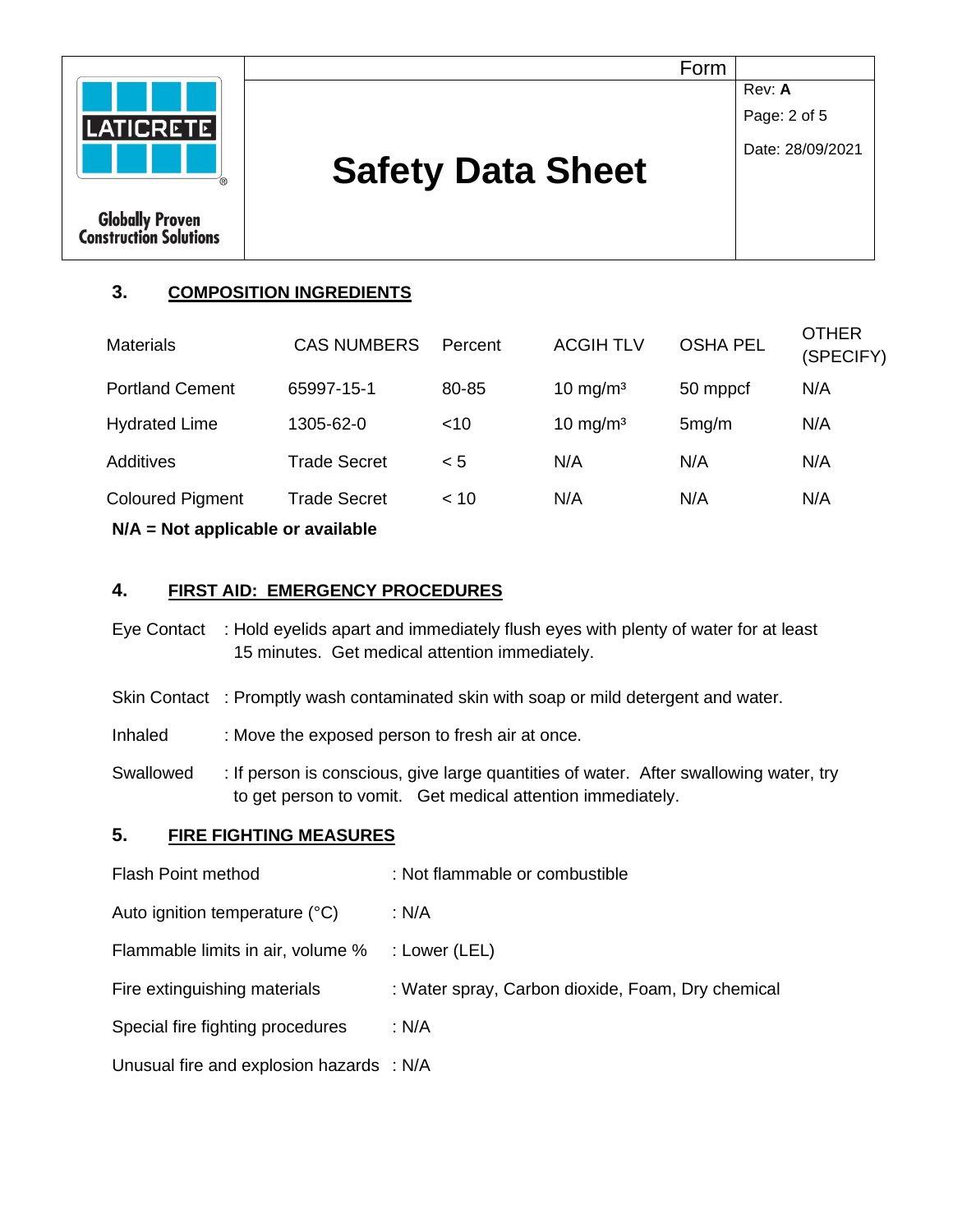## 3. COMPOSITION INGREDIENTS

| Materials | CAS NUMBERS | Percent | ACGIH TLV | OSHA PEL | OTHER (SPECIFY) |
|---|---|---|---|---|---|
| Portland Cement | 65997-15-1 | 80-85 | 10 mg/m³ | 50 mppcf | N/A |
| Hydrated Lime | 1305-62-0 | <10 | 10 mg/m³ | 5mg/m | N/A |
| Additives | Trade Secret | < 5 | N/A | N/A | N/A |
| Coloured Pigment | Trade Secret | < 10 | N/A | N/A | N/A |

**N/A = Not applicable or available**

## 4. FIRST AID: EMERGENCY PROCEDURES

Eye Contact : Hold eyelids apart and immediately flush eyes with plenty of water for at least 15 minutes. Get medical attention immediately.

Skin Contact : Promptly wash contaminated skin with soap or mild detergent and water.

Inhaled : Move the exposed person to fresh air at once.

Swallowed : If person is conscious, give large quantities of water. After swallowing water, try to get person to vomit. Get medical attention immediately.

## 5. FIRE FIGHTING MEASURES

Flash Point method : Not flammable or combustible

Auto ignition temperature (°C) : N/A

Flammable limits in air, volume % : Lower (LEL)

Fire extinguishing materials : Water spray, Carbon dioxide, Foam, Dry chemical

Special fire fighting procedures : N/A

Unusual fire and explosion hazards : N/A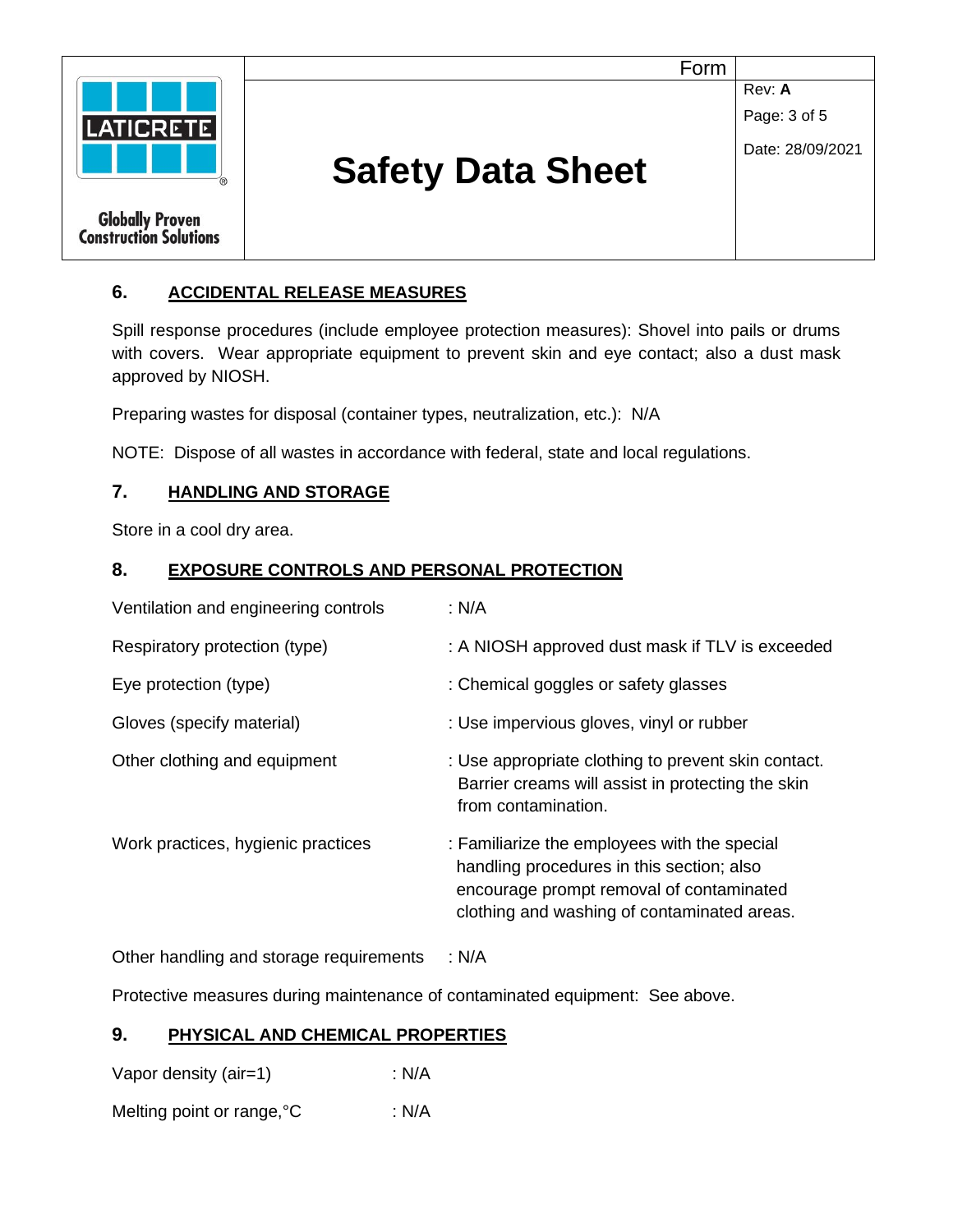## 6. ACCIDENTAL RELEASE MEASURES

Spill response procedures (include employee protection measures): Shovel into pails or drums with covers. Wear appropriate equipment to prevent skin and eye contact; also a dust mask approved by NIOSH.

Preparing wastes for disposal (container types, neutralization, etc.): N/A

NOTE: Dispose of all wastes in accordance with federal, state and local regulations.

## 7. HANDLING AND STORAGE

Store in a cool dry area.

## 8. EXPOSURE CONTROLS AND PERSONAL PROTECTION

Ventilation and engineering controls : N/A

Respiratory protection (type) : A NIOSH approved dust mask if TLV is exceeded

Eye protection (type) : Chemical goggles or safety glasses

Gloves (specify material) : Use impervious gloves, vinyl or rubber

Other clothing and equipment : Use appropriate clothing to prevent skin contact. Barrier creams will assist in protecting the skin from contamination.

Work practices, hygienic practices : Familiarize the employees with the special handling procedures in this section; also encourage prompt removal of contaminated clothing and washing of contaminated areas.

Other handling and storage requirements : N/A

Protective measures during maintenance of contaminated equipment: See above.

## 9. PHYSICAL AND CHEMICAL PROPERTIES

Vapor density (air=1) : N/A

Melting point or range,°C : N/A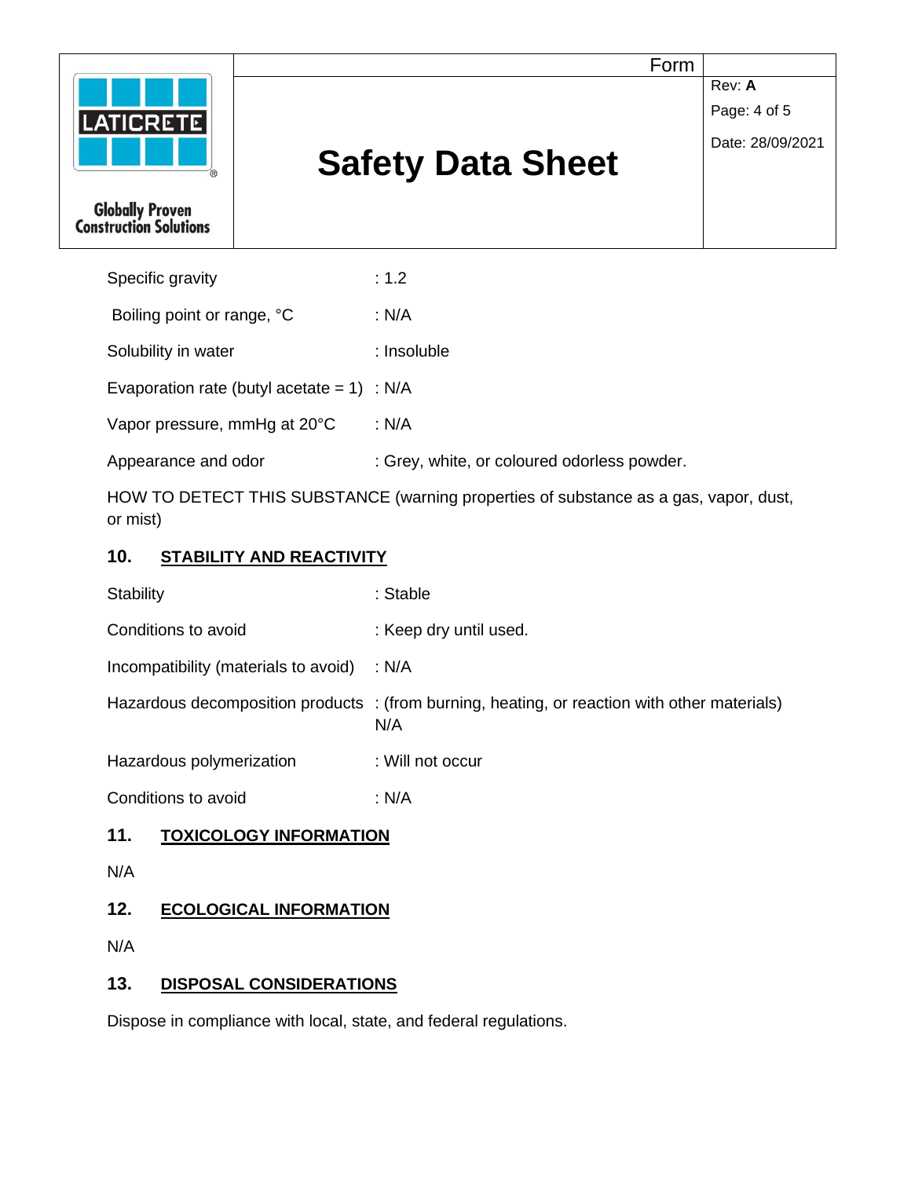Specific gravity : 1.2

Boiling point or range, °C : N/A

Solubility in water : Insoluble

Evaporation rate (butyl acetate = 1) : N/A

Vapor pressure, mmHg at 20°C : N/A

Appearance and odor : Grey, white, or coloured odorless powder.

HOW TO DETECT THIS SUBSTANCE (warning properties of substance as a gas, vapor, dust, or mist)

## 10. STABILITY AND REACTIVITY

Stability : Stable

Conditions to avoid : Keep dry until used.

Incompatibility (materials to avoid) : N/A

Hazardous decomposition products : (from burning, heating, or reaction with other materials) N/A

Hazardous polymerization : Will not occur

Conditions to avoid : N/A

## 11. TOXICOLOGY INFORMATION

N/A

## 12. ECOLOGICAL INFORMATION

N/A

## 13. DISPOSAL CONSIDERATIONS

Dispose in compliance with local, state, and federal regulations.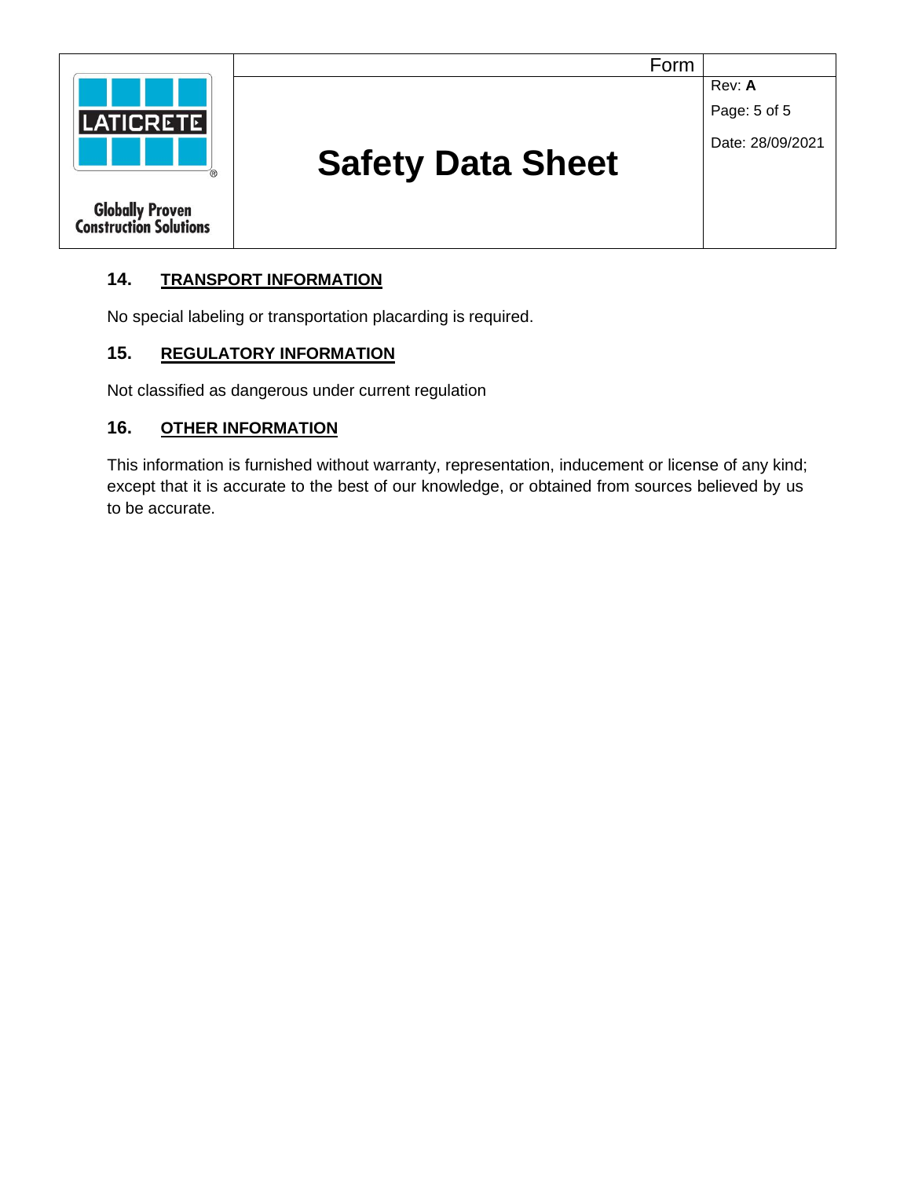## 14. TRANSPORT INFORMATION

No special labeling or transportation placarding is required.

## 15. REGULATORY INFORMATION

Not classified as dangerous under current regulation

## 16. OTHER INFORMATION

This information is furnished without warranty, representation, inducement or license of any kind; except that it is accurate to the best of our knowledge, or obtained from sources believed by us to be accurate.